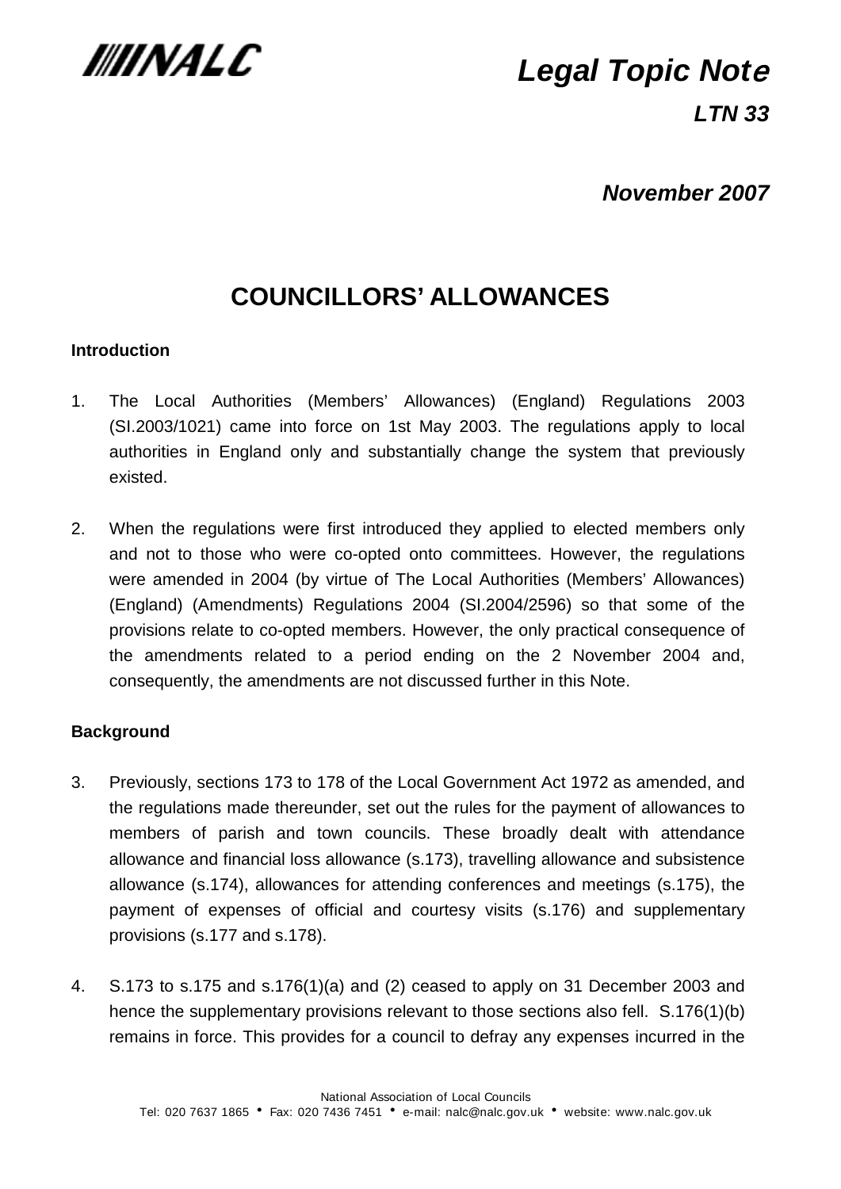NALC

*Legal Topic Note*

***LTN 33***

***November 2007***

# COUNCILLORS' ALLOWANCES

**Introduction**

1. The Local Authorities (Members' Allowances) (England) Regulations 2003 (SI.2003/1021) came into force on 1st May 2003. The regulations apply to local authorities in England only and substantially change the system that previously existed.

2. When the regulations were first introduced they applied to elected members only and not to those who were co-opted onto committees. However, the regulations were amended in 2004 (by virtue of The Local Authorities (Members' Allowances) (England) (Amendments) Regulations 2004 (SI.2004/2596) so that some of the provisions relate to co-opted members. However, the only practical consequence of the amendments related to a period ending on the 2 November 2004 and, consequently, the amendments are not discussed further in this Note.

**Background**

3. Previously, sections 173 to 178 of the Local Government Act 1972 as amended, and the regulations made thereunder, set out the rules for the payment of allowances to members of parish and town councils. These broadly dealt with attendance allowance and financial loss allowance (s.173), travelling allowance and subsistence allowance (s.174), allowances for attending conferences and meetings (s.175), the payment of expenses of official and courtesy visits (s.176) and supplementary provisions (s.177 and s.178).

4. S.173 to s.175 and s.176(1)(a) and (2) ceased to apply on 31 December 2003 and hence the supplementary provisions relevant to those sections also fell. S.176(1)(b) remains in force. This provides for a council to defray any expenses incurred in the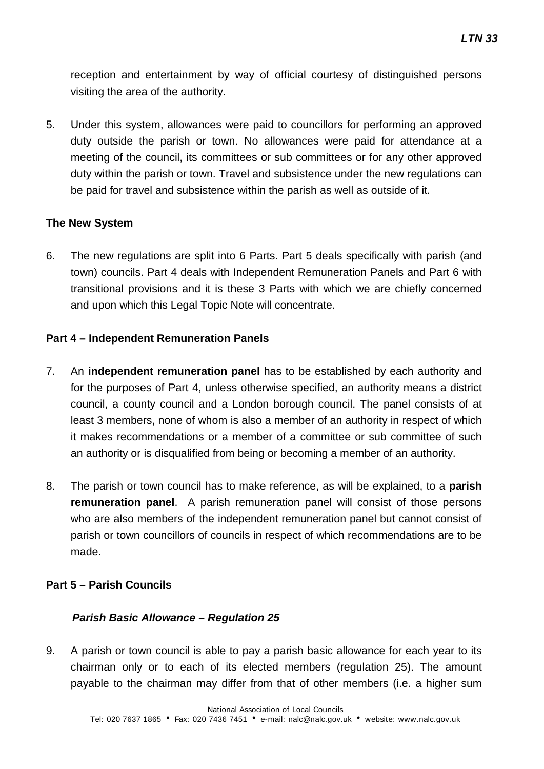reception and entertainment by way of official courtesy of distinguished persons visiting the area of the authority.

5. Under this system, allowances were paid to councillors for performing an approved duty outside the parish or town. No allowances were paid for attendance at a meeting of the council, its committees or sub committees or for any other approved duty within the parish or town. Travel and subsistence under the new regulations can be paid for travel and subsistence within the parish as well as outside of it.

### The New System

6. The new regulations are split into 6 Parts. Part 5 deals specifically with parish (and town) councils. Part 4 deals with Independent Remuneration Panels and Part 6 with transitional provisions and it is these 3 Parts with which we are chiefly concerned and upon which this Legal Topic Note will concentrate.

### Part 4 – Independent Remuneration Panels

7. An **independent remuneration panel** has to be established by each authority and for the purposes of Part 4, unless otherwise specified, an authority means a district council, a county council and a London borough council. The panel consists of at least 3 members, none of whom is also a member of an authority in respect of which it makes recommendations or a member of a committee or sub committee of such an authority or is disqualified from being or becoming a member of an authority.

8. The parish or town council has to make reference, as will be explained, to a **parish remuneration panel**. A parish remuneration panel will consist of those persons who are also members of the independent remuneration panel but cannot consist of parish or town councillors of councils in respect of which recommendations are to be made.

### Part 5 – Parish Councils

#### *Parish Basic Allowance – Regulation 25*

9. A parish or town council is able to pay a parish basic allowance for each year to its chairman only or to each of its elected members (regulation 25). The amount payable to the chairman may differ from that of other members (i.e. a higher sum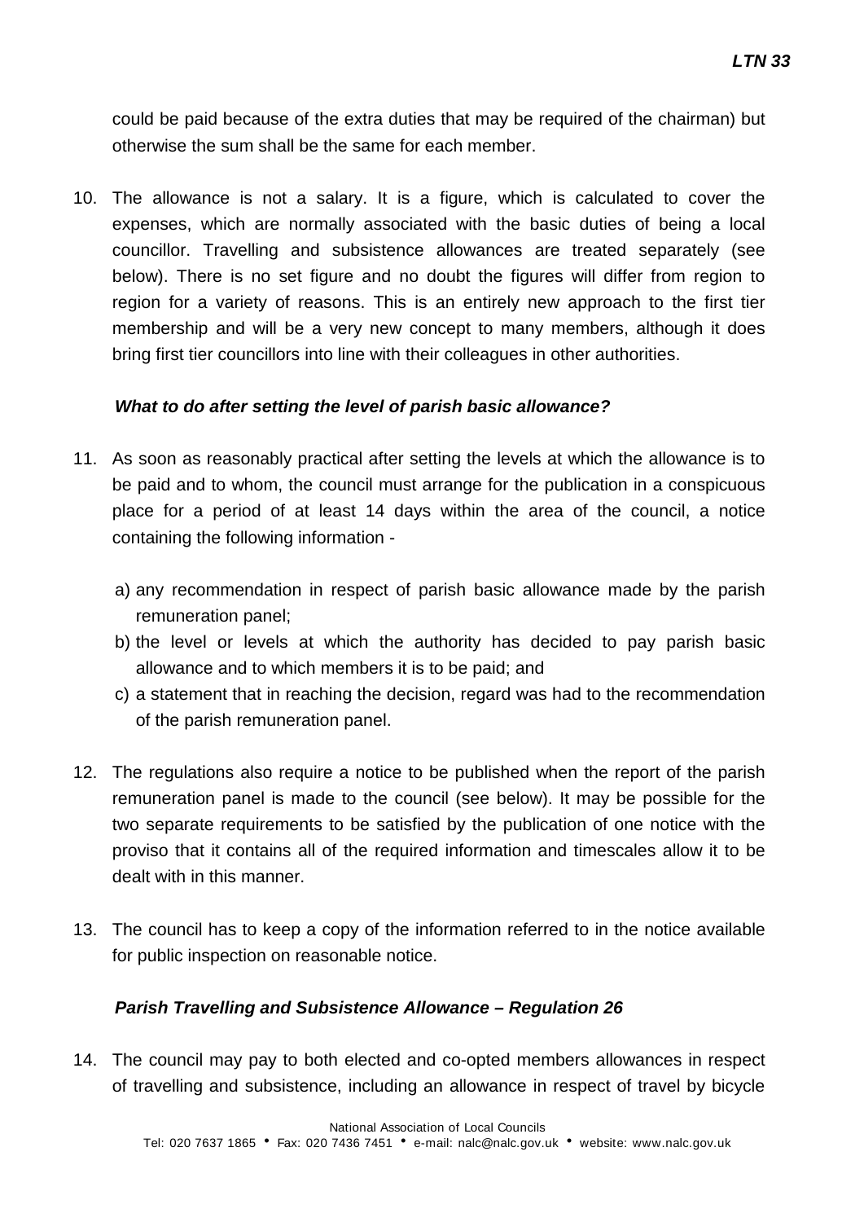could be paid because of the extra duties that may be required of the chairman) but otherwise the sum shall be the same for each member.

10. The allowance is not a salary. It is a figure, which is calculated to cover the expenses, which are normally associated with the basic duties of being a local councillor. Travelling and subsistence allowances are treated separately (see below). There is no set figure and no doubt the figures will differ from region to region for a variety of reasons. This is an entirely new approach to the first tier membership and will be a very new concept to many members, although it does bring first tier councillors into line with their colleagues in other authorities.

### *What to do after setting the level of parish basic allowance?*

11. As soon as reasonably practical after setting the levels at which the allowance is to be paid and to whom, the council must arrange for the publication in a conspicuous place for a period of at least 14 days within the area of the council, a notice containing the following information -

    a) any recommendation in respect of parish basic allowance made by the parish remuneration panel;
    b) the level or levels at which the authority has decided to pay parish basic allowance and to which members it is to be paid; and
    c) a statement that in reaching the decision, regard was had to the recommendation of the parish remuneration panel.

12. The regulations also require a notice to be published when the report of the parish remuneration panel is made to the council (see below). It may be possible for the two separate requirements to be satisfied by the publication of one notice with the proviso that it contains all of the required information and timescales allow it to be dealt with in this manner.

13. The council has to keep a copy of the information referred to in the notice available for public inspection on reasonable notice.

### *Parish Travelling and Subsistence Allowance – Regulation 26*

14. The council may pay to both elected and co-opted members allowances in respect of travelling and subsistence, including an allowance in respect of travel by bicycle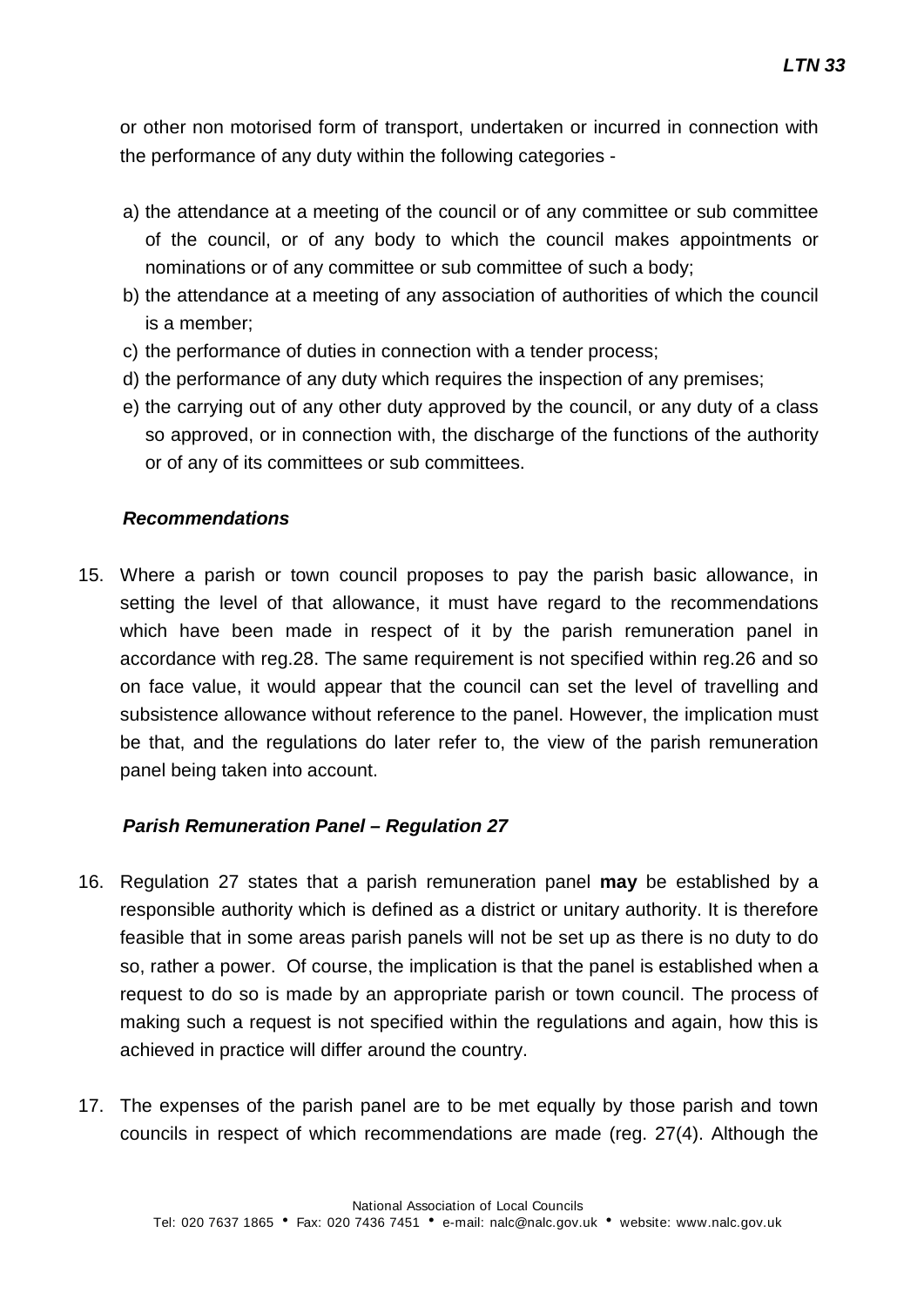or other non motorised form of transport, undertaken or incurred in connection with the performance of any duty within the following categories -

a) the attendance at a meeting of the council or of any committee or sub committee of the council, or of any body to which the council makes appointments or nominations or of any committee or sub committee of such a body;
b) the attendance at a meeting of any association of authorities of which the council is a member;
c) the performance of duties in connection with a tender process;
d) the performance of any duty which requires the inspection of any premises;
e) the carrying out of any other duty approved by the council, or any duty of a class so approved, or in connection with, the discharge of the functions of the authority or of any of its committees or sub committees.

### *Recommendations*

15. Where a parish or town council proposes to pay the parish basic allowance, in setting the level of that allowance, it must have regard to the recommendations which have been made in respect of it by the parish remuneration panel in accordance with reg.28. The same requirement is not specified within reg.26 and so on face value, it would appear that the council can set the level of travelling and subsistence allowance without reference to the panel. However, the implication must be that, and the regulations do later refer to, the view of the parish remuneration panel being taken into account.

### *Parish Remuneration Panel – Regulation 27*

16. Regulation 27 states that a parish remuneration panel **may** be established by a responsible authority which is defined as a district or unitary authority. It is therefore feasible that in some areas parish panels will not be set up as there is no duty to do so, rather a power. Of course, the implication is that the panel is established when a request to do so is made by an appropriate parish or town council. The process of making such a request is not specified within the regulations and again, how this is achieved in practice will differ around the country.

17. The expenses of the parish panel are to be met equally by those parish and town councils in respect of which recommendations are made (reg. 27(4). Although the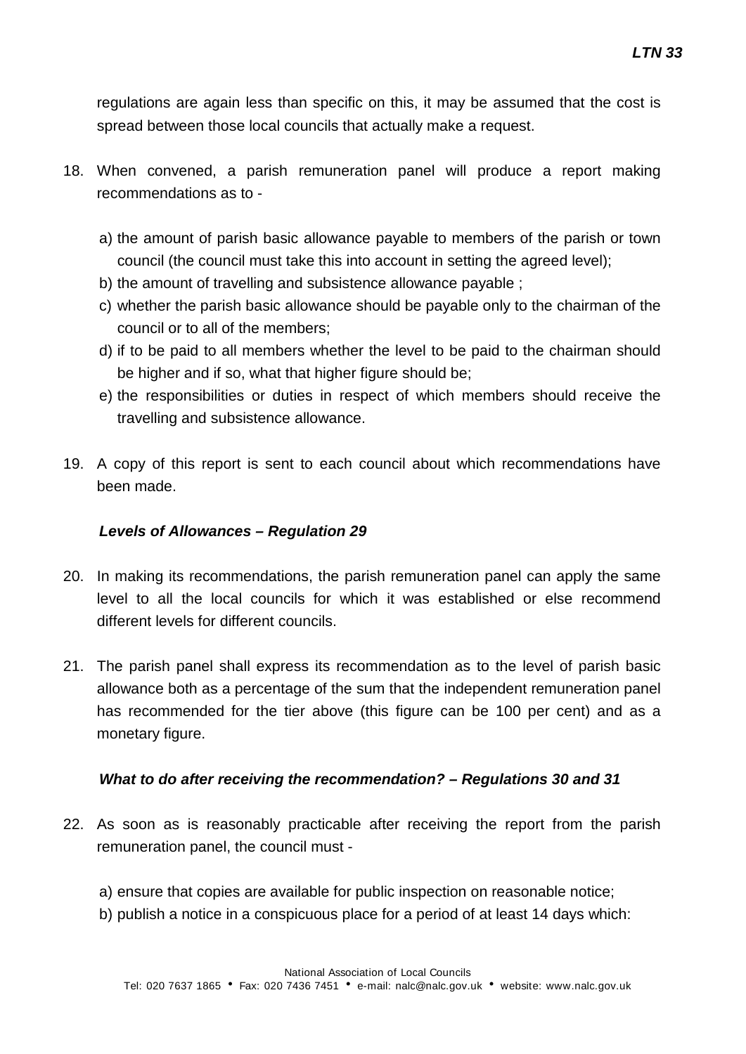regulations are again less than specific on this, it may be assumed that the cost is spread between those local councils that actually make a request.

18. When convened, a parish remuneration panel will produce a report making recommendations as to -

    a) the amount of parish basic allowance payable to members of the parish or town council (the council must take this into account in setting the agreed level);
    b) the amount of travelling and subsistence allowance payable ;
    c) whether the parish basic allowance should be payable only to the chairman of the council or to all of the members;
    d) if to be paid to all members whether the level to be paid to the chairman should be higher and if so, what that higher figure should be;
    e) the responsibilities or duties in respect of which members should receive the travelling and subsistence allowance.

19. A copy of this report is sent to each council about which recommendations have been made.

***Levels of Allowances – Regulation 29***

20. In making its recommendations, the parish remuneration panel can apply the same level to all the local councils for which it was established or else recommend different levels for different councils.

21. The parish panel shall express its recommendation as to the level of parish basic allowance both as a percentage of the sum that the independent remuneration panel has recommended for the tier above (this figure can be 100 per cent) and as a monetary figure.

***What to do after receiving the recommendation? – Regulations 30 and 31***

22. As soon as is reasonably practicable after receiving the report from the parish remuneration panel, the council must -

    a) ensure that copies are available for public inspection on reasonable notice;
    b) publish a notice in a conspicuous place for a period of at least 14 days which: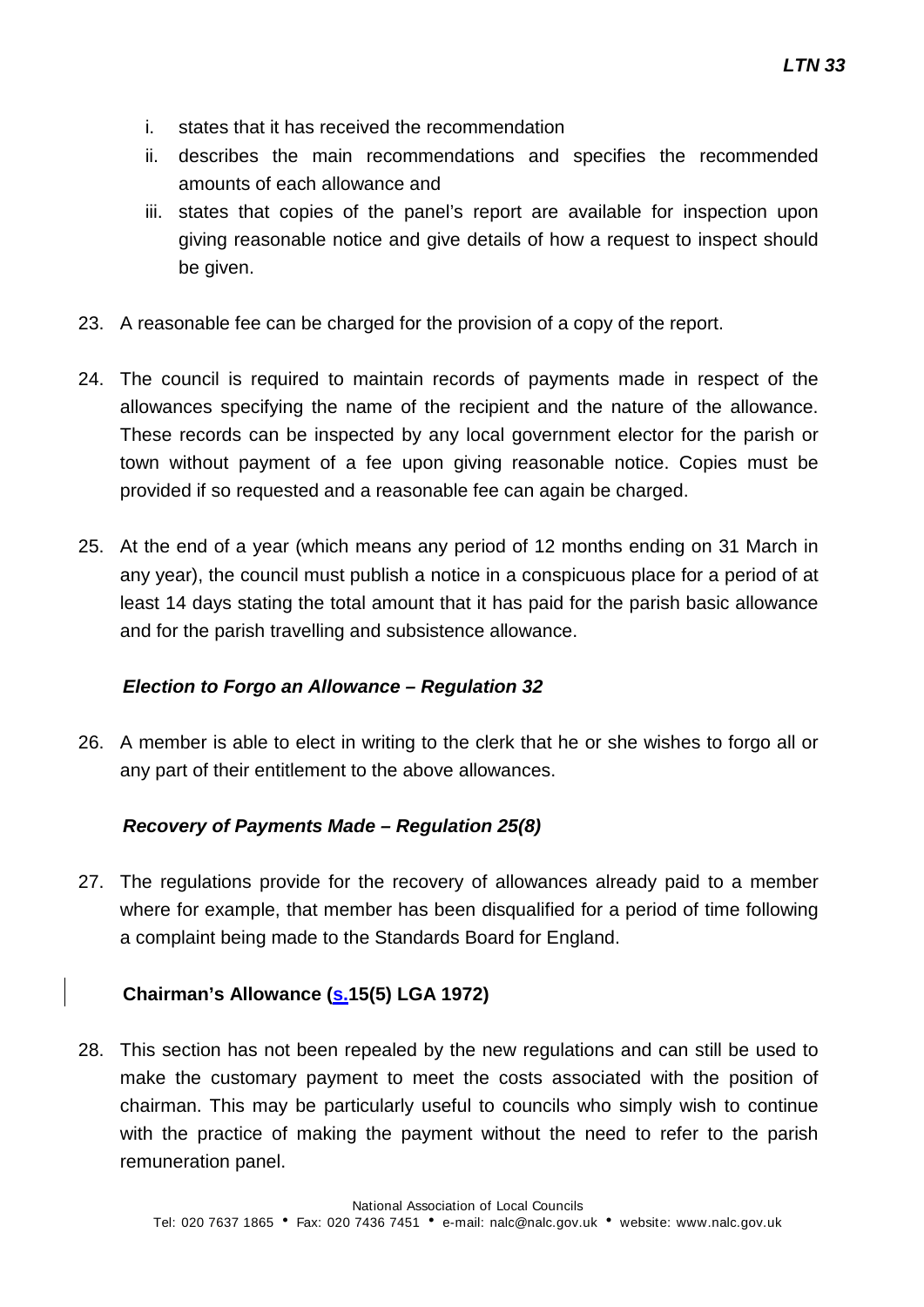i. states that it has received the recommendation
ii. describes the main recommendations and specifies the recommended amounts of each allowance and
iii. states that copies of the panel's report are available for inspection upon giving reasonable notice and give details of how a request to inspect should be given.

23. A reasonable fee can be charged for the provision of a copy of the report.

24. The council is required to maintain records of payments made in respect of the allowances specifying the name of the recipient and the nature of the allowance. These records can be inspected by any local government elector for the parish or town without payment of a fee upon giving reasonable notice. Copies must be provided if so requested and a reasonable fee can again be charged.

25. At the end of a year (which means any period of 12 months ending on 31 March in any year), the council must publish a notice in a conspicuous place for a period of at least 14 days stating the total amount that it has paid for the parish basic allowance and for the parish travelling and subsistence allowance.

***Election to Forgo an Allowance – Regulation 32***

26. A member is able to elect in writing to the clerk that he or she wishes to forgo all or any part of their entitlement to the above allowances.

***Recovery of Payments Made – Regulation 25(8)***

27. The regulations provide for the recovery of allowances already paid to a member where for example, that member has been disqualified for a period of time following a complaint being made to the Standards Board for England.

**Chairman's Allowance (s.15(5) LGA 1972)**

28. This section has not been repealed by the new regulations and can still be used to make the customary payment to meet the costs associated with the position of chairman. This may be particularly useful to councils who simply wish to continue with the practice of making the payment without the need to refer to the parish remuneration panel.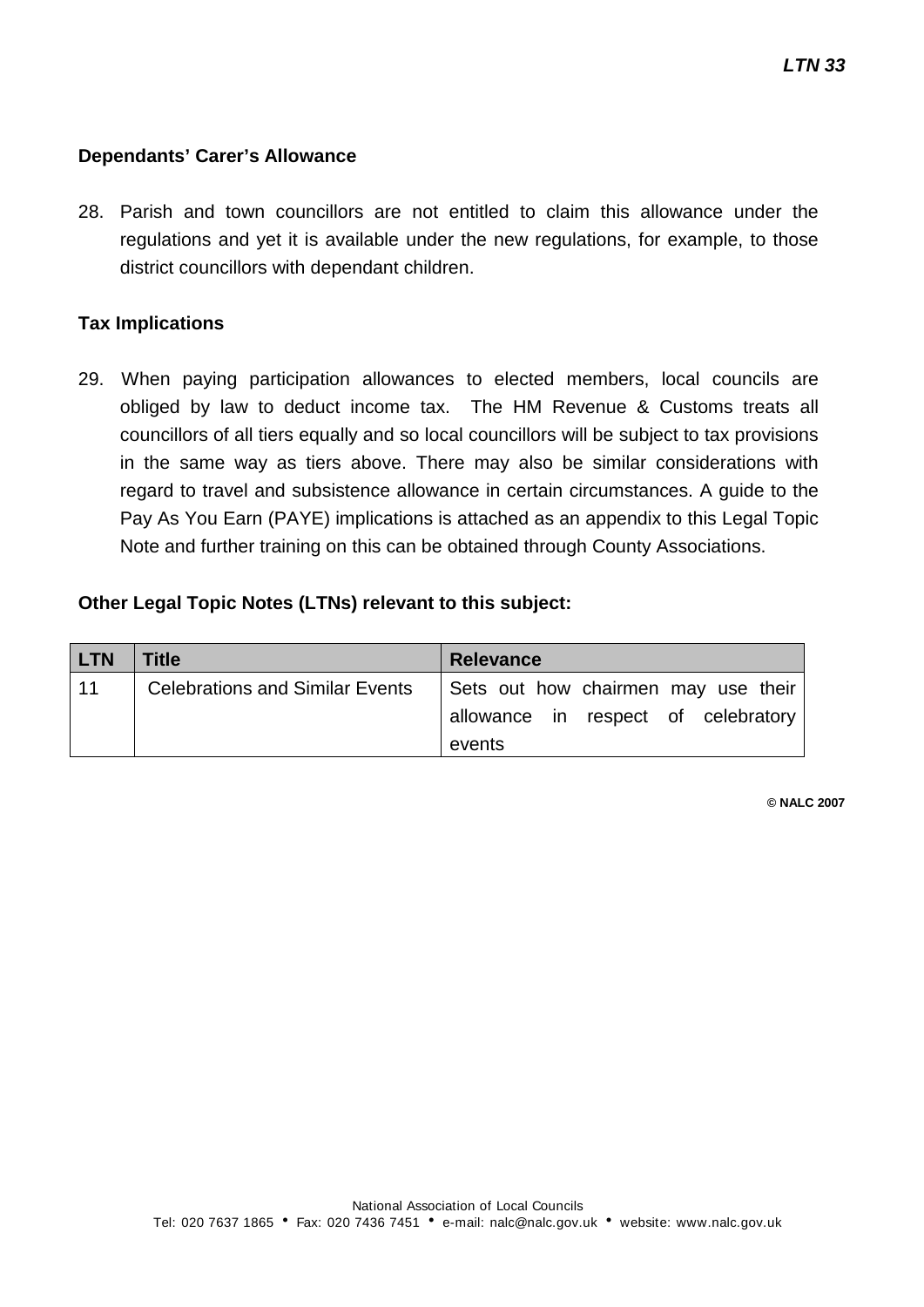**Dependants' Carer's Allowance**

28. Parish and town councillors are not entitled to claim this allowance under the regulations and yet it is available under the new regulations, for example, to those district councillors with dependant children.

**Tax Implications**

29. When paying participation allowances to elected members, local councils are obliged by law to deduct income tax. The HM Revenue & Customs treats all councillors of all tiers equally and so local councillors will be subject to tax provisions in the same way as tiers above. There may also be similar considerations with regard to travel and subsistence allowance in certain circumstances. A guide to the Pay As You Earn (PAYE) implications is attached as an appendix to this Legal Topic Note and further training on this can be obtained through County Associations.

**Other Legal Topic Notes (LTNs) relevant to this subject:**

| LTN | Title | Relevance |
|---|---|---|
| 11 | Celebrations and Similar Events | Sets out how chairmen may use their allowance in respect of celebratory events |

**© NALC 2007**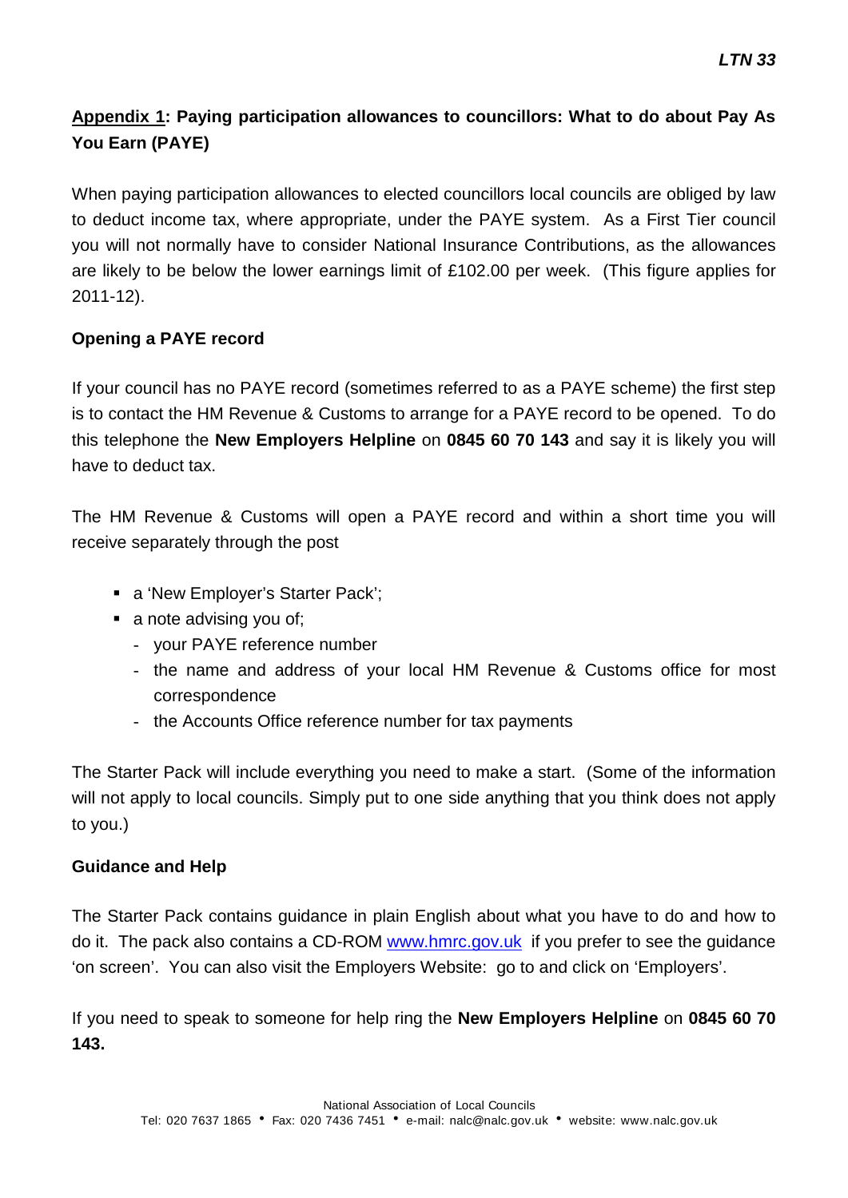## Appendix 1: Paying participation allowances to councillors: What to do about Pay As You Earn (PAYE)

When paying participation allowances to elected councillors local councils are obliged by law to deduct income tax, where appropriate, under the PAYE system. As a First Tier council you will not normally have to consider National Insurance Contributions, as the allowances are likely to be below the lower earnings limit of £102.00 per week. (This figure applies for 2011-12).

### Opening a PAYE record

If your council has no PAYE record (sometimes referred to as a PAYE scheme) the first step is to contact the HM Revenue & Customs to arrange for a PAYE record to be opened. To do this telephone the **New Employers Helpline** on **0845 60 70 143** and say it is likely you will have to deduct tax.

The HM Revenue & Customs will open a PAYE record and within a short time you will receive separately through the post

- a 'New Employer's Starter Pack';
- a note advising you of;
  - your PAYE reference number
  - the name and address of your local HM Revenue & Customs office for most correspondence
  - the Accounts Office reference number for tax payments

The Starter Pack will include everything you need to make a start. (Some of the information will not apply to local councils. Simply put to one side anything that you think does not apply to you.)

### Guidance and Help

The Starter Pack contains guidance in plain English about what you have to do and how to do it. The pack also contains a CD-ROM www.hmrc.gov.uk if you prefer to see the guidance 'on screen'. You can also visit the Employers Website: go to and click on 'Employers'.

If you need to speak to someone for help ring the **New Employers Helpline** on **0845 60 70 143.**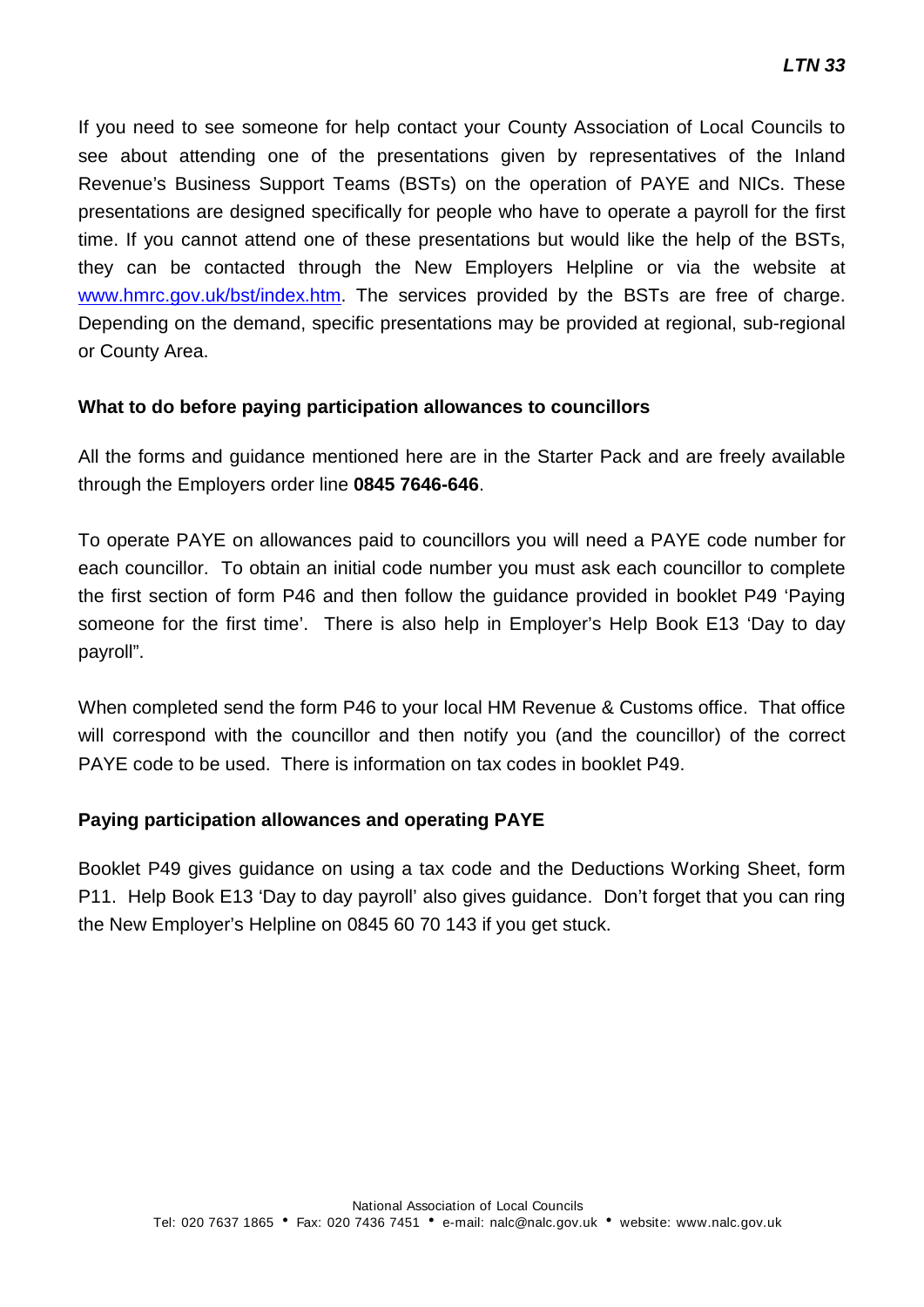If you need to see someone for help contact your County Association of Local Councils to see about attending one of the presentations given by representatives of the Inland Revenue's Business Support Teams (BSTs) on the operation of PAYE and NICs. These presentations are designed specifically for people who have to operate a payroll for the first time. If you cannot attend one of these presentations but would like the help of the BSTs, they can be contacted through the New Employers Helpline or via the website at www.hmrc.gov.uk/bst/index.htm. The services provided by the BSTs are free of charge. Depending on the demand, specific presentations may be provided at regional, sub-regional or County Area.

### What to do before paying participation allowances to councillors

All the forms and guidance mentioned here are in the Starter Pack and are freely available through the Employers order line **0845 7646-646**.

To operate PAYE on allowances paid to councillors you will need a PAYE code number for each councillor. To obtain an initial code number you must ask each councillor to complete the first section of form P46 and then follow the guidance provided in booklet P49 'Paying someone for the first time'. There is also help in Employer's Help Book E13 'Day to day payroll".

When completed send the form P46 to your local HM Revenue & Customs office. That office will correspond with the councillor and then notify you (and the councillor) of the correct PAYE code to be used. There is information on tax codes in booklet P49.

### Paying participation allowances and operating PAYE

Booklet P49 gives guidance on using a tax code and the Deductions Working Sheet, form P11. Help Book E13 'Day to day payroll' also gives guidance. Don't forget that you can ring the New Employer's Helpline on 0845 60 70 143 if you get stuck.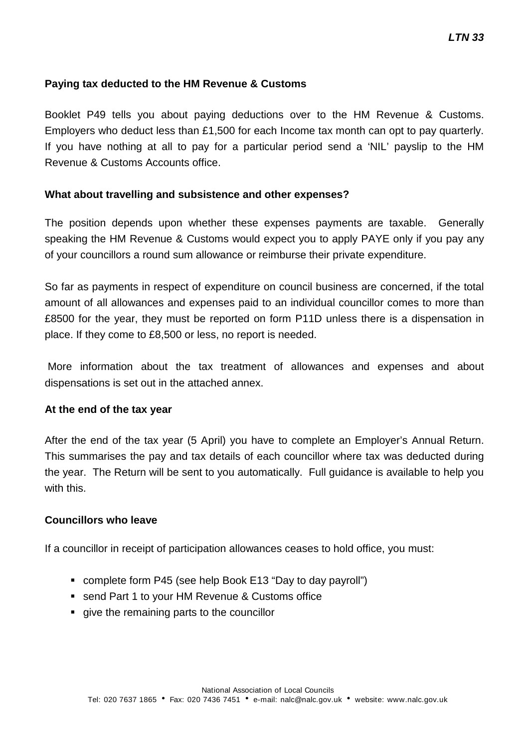**Paying tax deducted to the HM Revenue & Customs**

Booklet P49 tells you about paying deductions over to the HM Revenue & Customs. Employers who deduct less than £1,500 for each Income tax month can opt to pay quarterly. If you have nothing at all to pay for a particular period send a 'NIL' payslip to the HM Revenue & Customs Accounts office.

**What about travelling and subsistence and other expenses?**

The position depends upon whether these expenses payments are taxable. Generally speaking the HM Revenue & Customs would expect you to apply PAYE only if you pay any of your councillors a round sum allowance or reimburse their private expenditure.

So far as payments in respect of expenditure on council business are concerned, if the total amount of all allowances and expenses paid to an individual councillor comes to more than £8500 for the year, they must be reported on form P11D unless there is a dispensation in place. If they come to £8,500 or less, no report is needed.

More information about the tax treatment of allowances and expenses and about dispensations is set out in the attached annex.

**At the end of the tax year**

After the end of the tax year (5 April) you have to complete an Employer's Annual Return. This summarises the pay and tax details of each councillor where tax was deducted during the year. The Return will be sent to you automatically. Full guidance is available to help you with this.

**Councillors who leave**

If a councillor in receipt of participation allowances ceases to hold office, you must:

- complete form P45 (see help Book E13 "Day to day payroll")
- send Part 1 to your HM Revenue & Customs office
- give the remaining parts to the councillor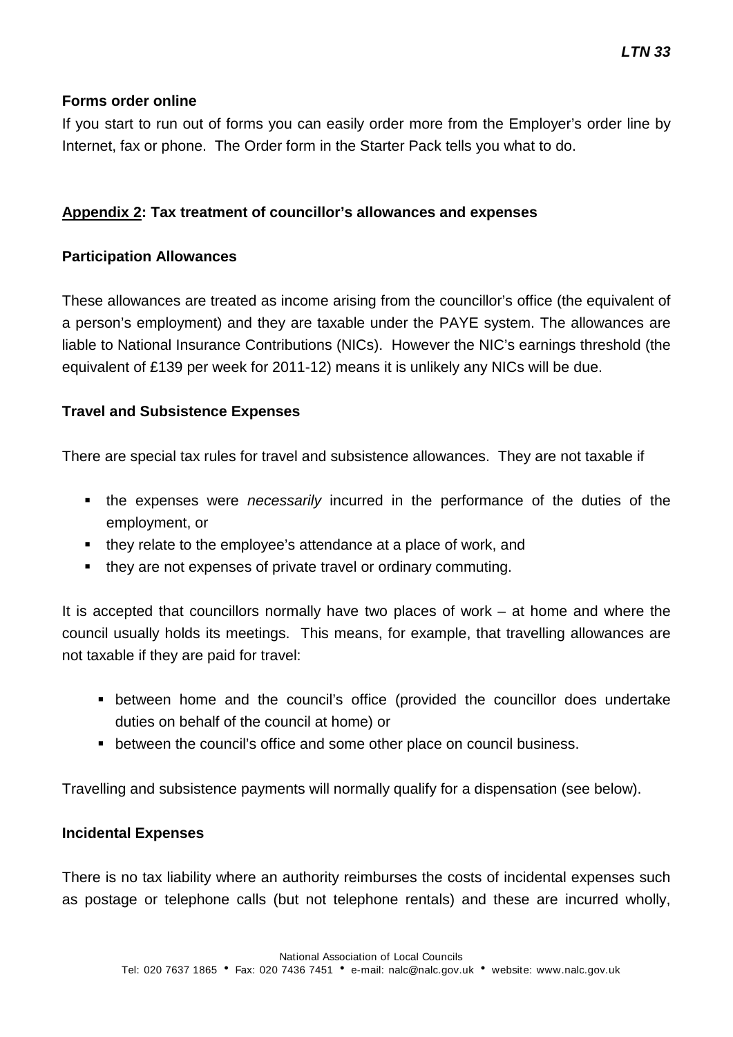**Forms order online**

If you start to run out of forms you can easily order more from the Employer's order line by Internet, fax or phone. The Order form in the Starter Pack tells you what to do.

## <u>Appendix 2</u>: Tax treatment of councillor's allowances and expenses

### Participation Allowances

These allowances are treated as income arising from the councillor's office (the equivalent of a person's employment) and they are taxable under the PAYE system. The allowances are liable to National Insurance Contributions (NICs). However the NIC's earnings threshold (the equivalent of £139 per week for 2011-12) means it is unlikely any NICs will be due.

### Travel and Subsistence Expenses

There are special tax rules for travel and subsistence allowances. They are not taxable if

- the expenses were *necessarily* incurred in the performance of the duties of the employment, or
- they relate to the employee's attendance at a place of work, and
- they are not expenses of private travel or ordinary commuting.

It is accepted that councillors normally have two places of work – at home and where the council usually holds its meetings. This means, for example, that travelling allowances are not taxable if they are paid for travel:

- between home and the council's office (provided the councillor does undertake duties on behalf of the council at home) or
- between the council's office and some other place on council business.

Travelling and subsistence payments will normally qualify for a dispensation (see below).

### Incidental Expenses

There is no tax liability where an authority reimburses the costs of incidental expenses such as postage or telephone calls (but not telephone rentals) and these are incurred wholly,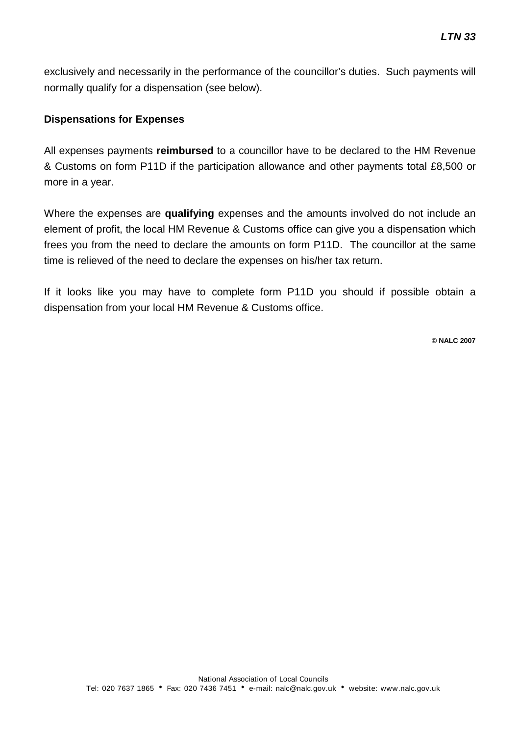exclusively and necessarily in the performance of the councillor's duties. Such payments will normally qualify for a dispensation (see below).

**Dispensations for Expenses**

All expenses payments **reimbursed** to a councillor have to be declared to the HM Revenue & Customs on form P11D if the participation allowance and other payments total £8,500 or more in a year.

Where the expenses are **qualifying** expenses and the amounts involved do not include an element of profit, the local HM Revenue & Customs office can give you a dispensation which frees you from the need to declare the amounts on form P11D. The councillor at the same time is relieved of the need to declare the expenses on his/her tax return.

If it looks like you may have to complete form P11D you should if possible obtain a dispensation from your local HM Revenue & Customs office.

**© NALC 2007**